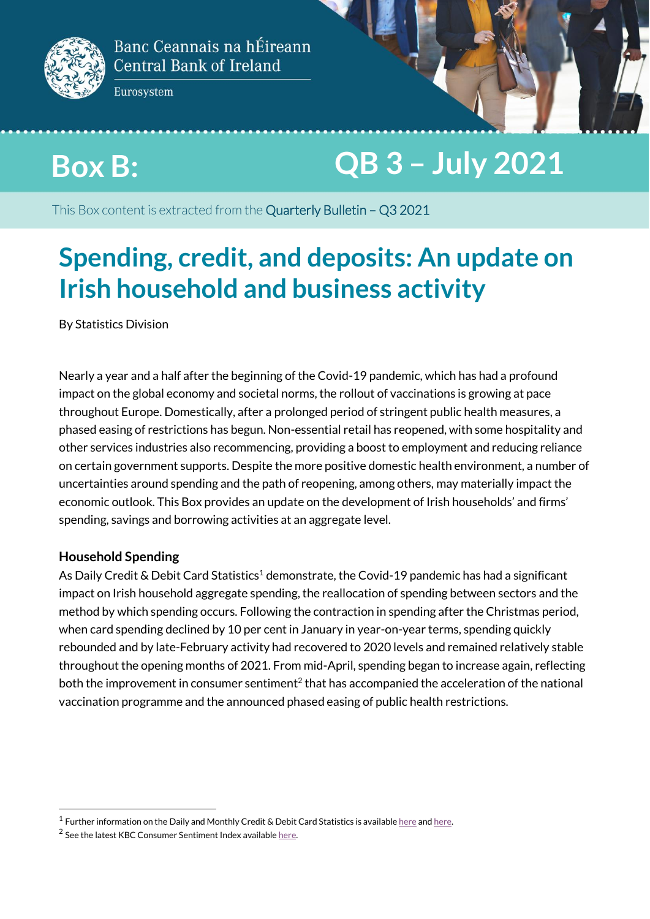Banc Ceannais na hÉireann
Central Bank of Ireland
Eurosystem

# Box B: QB 3 – July 2021

This Box content is extracted from the Quarterly Bulletin – Q3 2021

## Spending, credit, and deposits: An update on Irish household and business activity

By Statistics Division

Nearly a year and a half after the beginning of the Covid-19 pandemic, which has had a profound impact on the global economy and societal norms, the rollout of vaccinations is growing at pace throughout Europe. Domestically, after a prolonged period of stringent public health measures, a phased easing of restrictions has begun. Non-essential retail has reopened, with some hospitality and other services industries also recommencing, providing a boost to employment and reducing reliance on certain government supports. Despite the more positive domestic health environment, a number of uncertainties around spending and the path of reopening, among others, may materially impact the economic outlook. This Box provides an update on the development of Irish households' and firms' spending, savings and borrowing activities at an aggregate level.

### Household Spending

As Daily Credit & Debit Card Statistics[1] demonstrate, the Covid-19 pandemic has had a significant impact on Irish household aggregate spending, the reallocation of spending between sectors and the method by which spending occurs. Following the contraction in spending after the Christmas period, when card spending declined by 10 per cent in January in year-on-year terms, spending quickly rebounded and by late-February activity had recovered to 2020 levels and remained relatively stable throughout the opening months of 2021. From mid-April, spending began to increase again, reflecting both the improvement in consumer sentiment[2] that has accompanied the acceleration of the national vaccination programme and the announced phased easing of public health restrictions.

[1] Further information on the Daily and Monthly Credit & Debit Card Statistics is available here and here.

[2] See the latest KBC Consumer Sentiment Index available here.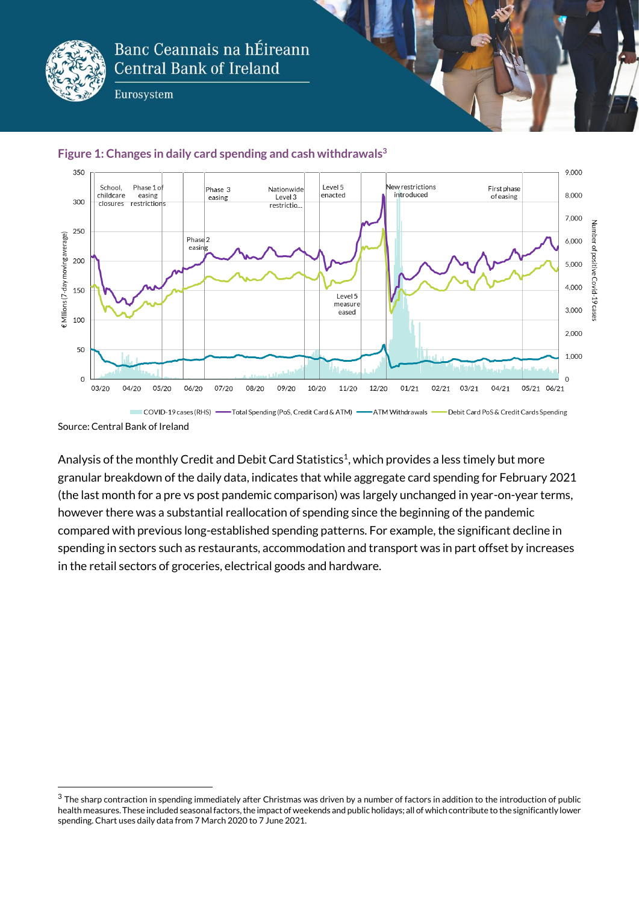**Figure 1: Changes in daily card spending and cash withdrawals[3]**

Source: Central Bank of Ireland

Analysis of the monthly Credit and Debit Card Statistics[1], which provides a less timely but more granular breakdown of the daily data, indicates that while aggregate card spending for February 2021 (the last month for a pre vs post pandemic comparison) was largely unchanged in year-on-year terms, however there was a substantial reallocation of spending since the beginning of the pandemic compared with previous long-established spending patterns. For example, the significant decline in spending in sectors such as restaurants, accommodation and transport was in part offset by increases in the retail sectors of groceries, electrical goods and hardware.

[3] The sharp contraction in spending immediately after Christmas was driven by a number of factors in addition to the introduction of public health measures. These included seasonal factors, the impact of weekends and public holidays; all of which contribute to the significantly lower spending. Chart uses daily data from 7 March 2020 to 7 June 2021.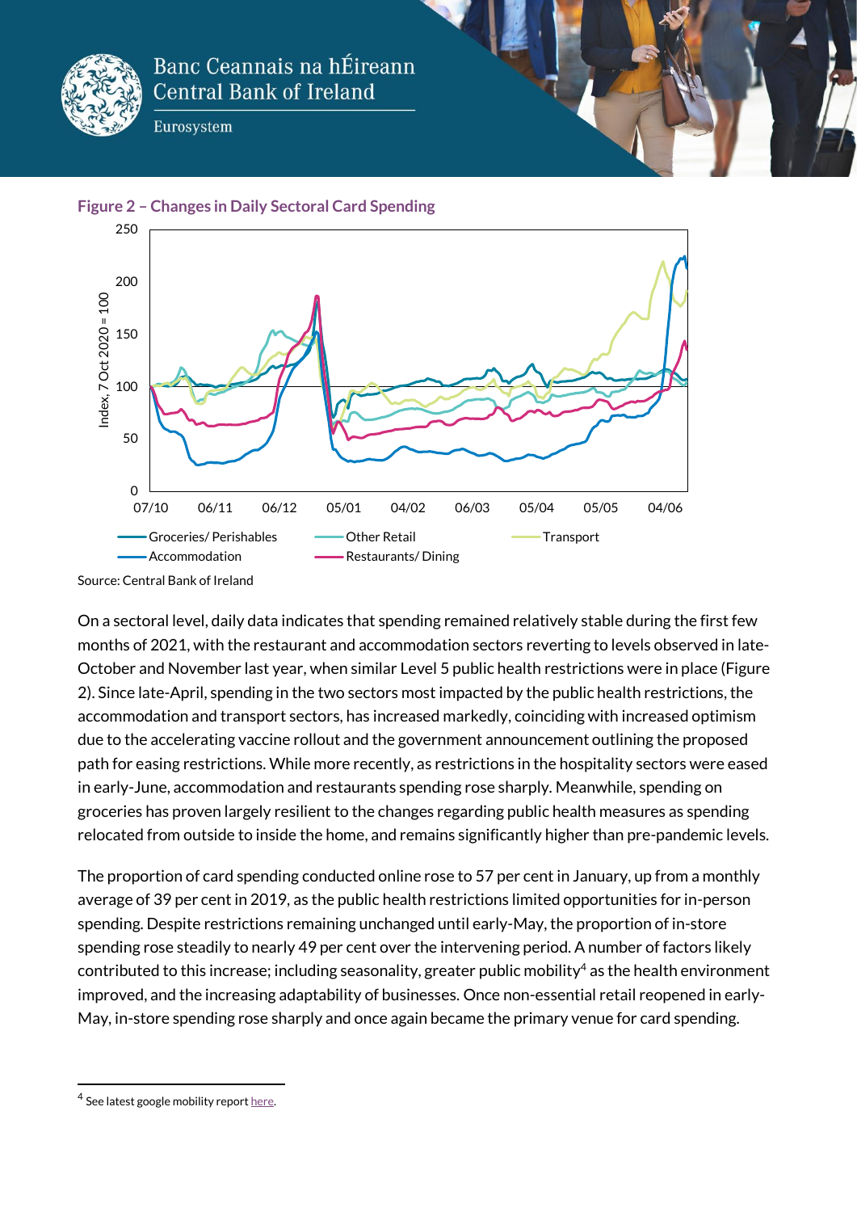**Figure 2 – Changes in Daily Sectoral Card Spending**

Source: Central Bank of Ireland

On a sectoral level, daily data indicates that spending remained relatively stable during the first few months of 2021, with the restaurant and accommodation sectors reverting to levels observed in late-October and November last year, when similar Level 5 public health restrictions were in place (Figure 2). Since late-April, spending in the two sectors most impacted by the public health restrictions, the accommodation and transport sectors, has increased markedly, coinciding with increased optimism due to the accelerating vaccine rollout and the government announcement outlining the proposed path for easing restrictions. While more recently, as restrictions in the hospitality sectors were eased in early-June, accommodation and restaurants spending rose sharply. Meanwhile, spending on groceries has proven largely resilient to the changes regarding public health measures as spending relocated from outside to inside the home, and remains significantly higher than pre-pandemic levels.

The proportion of card spending conducted online rose to 57 per cent in January, up from a monthly average of 39 per cent in 2019, as the public health restrictions limited opportunities for in-person spending. Despite restrictions remaining unchanged until early-May, the proportion of in-store spending rose steadily to nearly 49 per cent over the intervening period. A number of factors likely contributed to this increase; including seasonality, greater public mobility[4] as the health environment improved, and the increasing adaptability of businesses. Once non-essential retail reopened in early-May, in-store spending rose sharply and once again became the primary venue for card spending.

[4] See latest google mobility report here.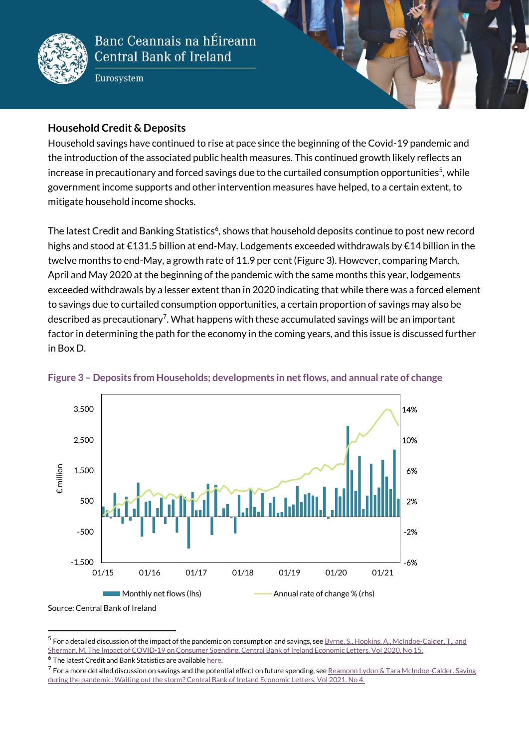## Household Credit & Deposits

Household savings have continued to rise at pace since the beginning of the Covid-19 pandemic and the introduction of the associated public health measures. This continued growth likely reflects an increase in precautionary and forced savings due to the curtailed consumption opportunities[5], while government income supports and other intervention measures have helped, to a certain extent, to mitigate household income shocks.

The latest Credit and Banking Statistics[6], shows that household deposits continue to post new record highs and stood at €131.5 billion at end-May. Lodgements exceeded withdrawals by €14 billion in the twelve months to end-May, a growth rate of 11.9 per cent (Figure 3). However, comparing March, April and May 2020 at the beginning of the pandemic with the same months this year, lodgements exceeded withdrawals by a lesser extent than in 2020 indicating that while there was a forced element to savings due to curtailed consumption opportunities, a certain proportion of savings may also be described as precautionary[7]. What happens with these accumulated savings will be an important factor in determining the path for the economy in the coming years, and this issue is discussed further in Box D.

**Figure 3 – Deposits from Households; developments in net flows, and annual rate of change**

Source: Central Bank of Ireland

---

[5] For a detailed discussion of the impact of the pandemic on consumption and savings, see Byrne, S., Hopkins, A., McIndoe-Calder, T., and Sherman, M. The Impact of COVID-19 on Consumer Spending. Central Bank of Ireland Economic Letters. Vol 2020. No 15.

[6] The latest Credit and Bank Statistics are available here.

[7] For a more detailed discussion on savings and the potential effect on future spending, see Reamonn Lydon & Tara McIndoe-Calder. Saving during the pandemic: Waiting out the storm? Central Bank of Ireland Economic Letters. Vol 2021. No 4.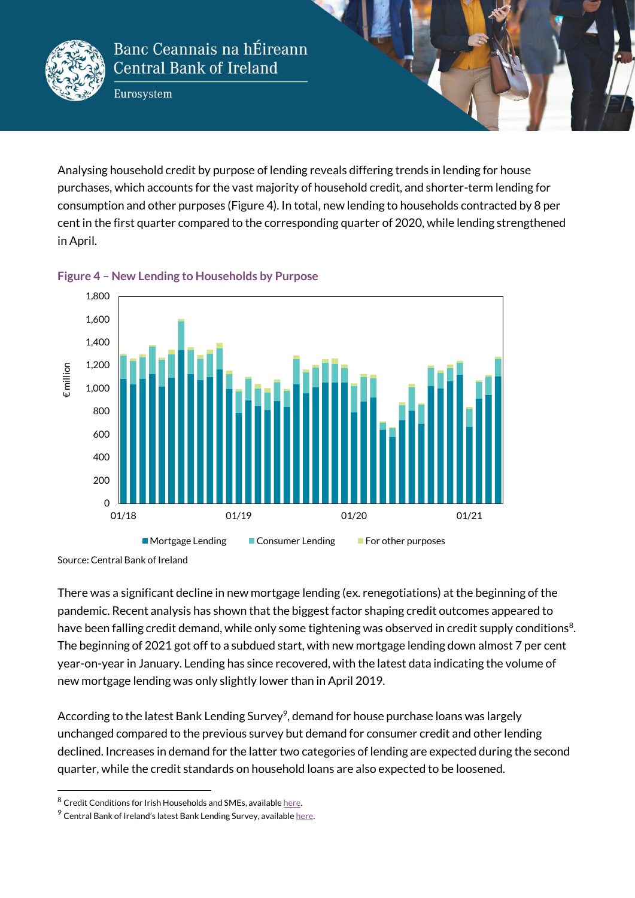Analysing household credit by purpose of lending reveals differing trends in lending for house purchases, which accounts for the vast majority of household credit, and shorter-term lending for consumption and other purposes (Figure 4). In total, new lending to households contracted by 8 per cent in the first quarter compared to the corresponding quarter of 2020, while lending strengthened in April.

**Figure 4 – New Lending to Households by Purpose**

Source: Central Bank of Ireland

There was a significant decline in new mortgage lending (ex. renegotiations) at the beginning of the pandemic. Recent analysis has shown that the biggest factor shaping credit outcomes appeared to have been falling credit demand, while only some tightening was observed in credit supply conditions[8]. The beginning of 2021 got off to a subdued start, with new mortgage lending down almost 7 per cent year-on-year in January. Lending has since recovered, with the latest data indicating the volume of new mortgage lending was only slightly lower than in April 2019.

According to the latest Bank Lending Survey[9], demand for house purchase loans was largely unchanged compared to the previous survey but demand for consumer credit and other lending declined. Increases in demand for the latter two categories of lending are expected during the second quarter, while the credit standards on household loans are also expected to be loosened.

---

[8] Credit Conditions for Irish Households and SMEs, available here.

[9] Central Bank of Ireland's latest Bank Lending Survey, available here.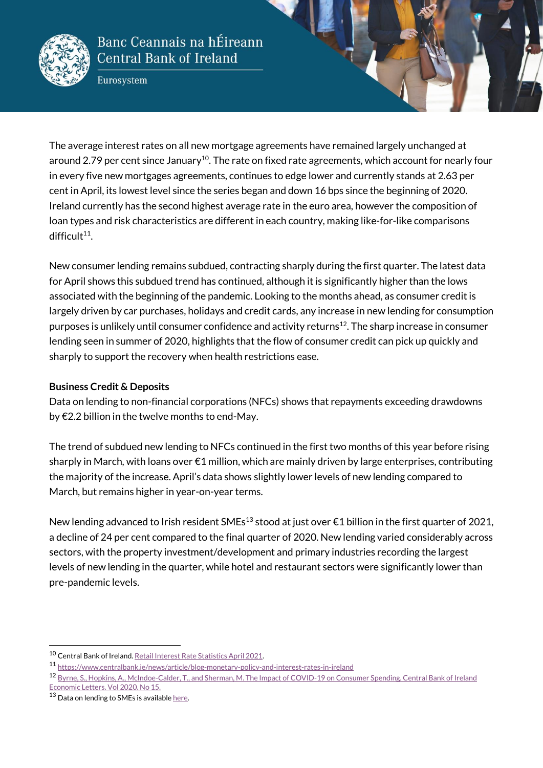The average interest rates on all new mortgage agreements have remained largely unchanged at around 2.79 per cent since January[10]. The rate on fixed rate agreements, which account for nearly four in every five new mortgages agreements, continues to edge lower and currently stands at 2.63 per cent in April, its lowest level since the series began and down 16 bps since the beginning of 2020. Ireland currently has the second highest average rate in the euro area, however the composition of loan types and risk characteristics are different in each country, making like-for-like comparisons difficult[11].

New consumer lending remains subdued, contracting sharply during the first quarter. The latest data for April shows this subdued trend has continued, although it is significantly higher than the lows associated with the beginning of the pandemic. Looking to the months ahead, as consumer credit is largely driven by car purchases, holidays and credit cards, any increase in new lending for consumption purposes is unlikely until consumer confidence and activity returns[12]. The sharp increase in consumer lending seen in summer of 2020, highlights that the flow of consumer credit can pick up quickly and sharply to support the recovery when health restrictions ease.

**Business Credit & Deposits**

Data on lending to non-financial corporations (NFCs) shows that repayments exceeding drawdowns by €2.2 billion in the twelve months to end-May.

The trend of subdued new lending to NFCs continued in the first two months of this year before rising sharply in March, with loans over €1 million, which are mainly driven by large enterprises, contributing the majority of the increase. April's data shows slightly lower levels of new lending compared to March, but remains higher in year-on-year terms.

New lending advanced to Irish resident SMEs[13] stood at just over €1 billion in the first quarter of 2021, a decline of 24 per cent compared to the final quarter of 2020. New lending varied considerably across sectors, with the property investment/development and primary industries recording the largest levels of new lending in the quarter, while hotel and restaurant sectors were significantly lower than pre-pandemic levels.

---

[10] Central Bank of Ireland. Retail Interest Rate Statistics April 2021.

[11] https://www.centralbank.ie/news/article/blog-monetary-policy-and-interest-rates-in-ireland

[12] Byrne, S., Hopkins, A., McIndoe-Calder, T., and Sherman, M. The Impact of COVID-19 on Consumer Spending. Central Bank of Ireland Economic Letters. Vol 2020. No 15.

[13] Data on lending to SMEs is available here.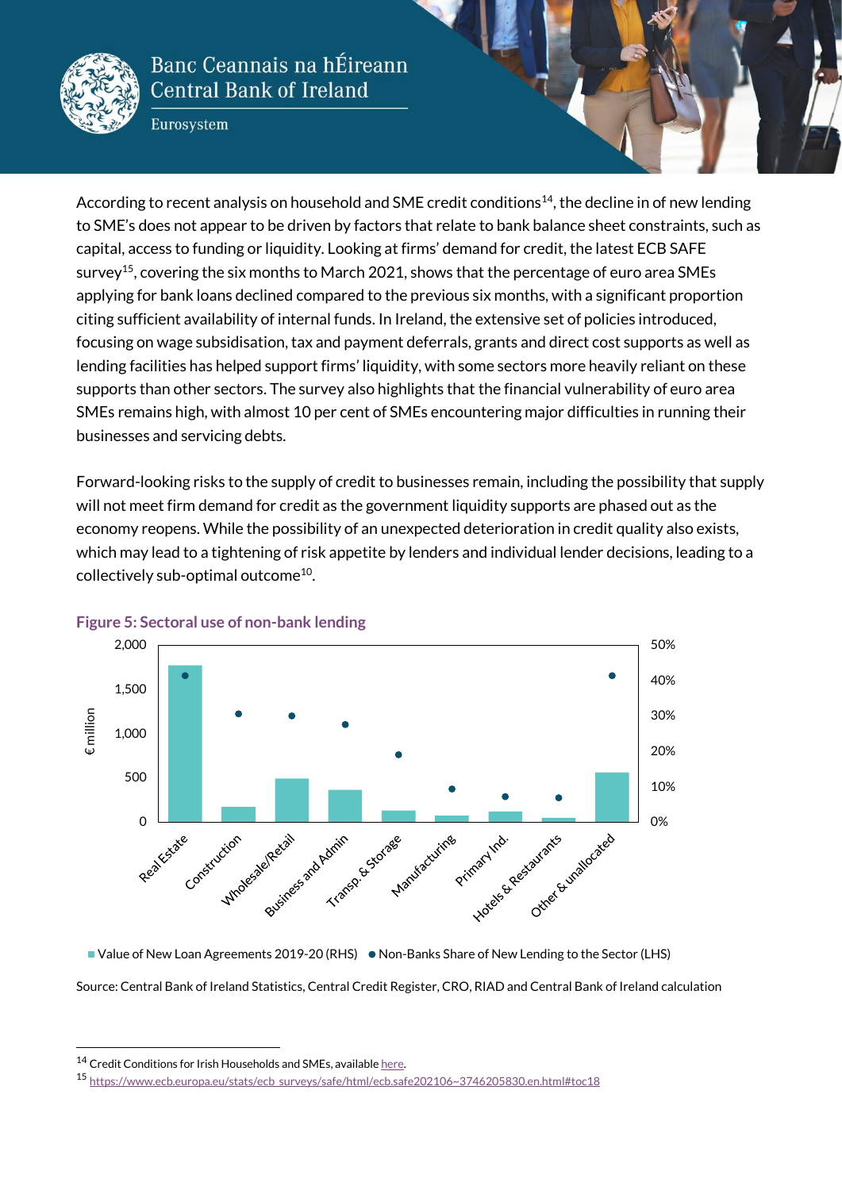According to recent analysis on household and SME credit conditions[14], the decline in of new lending to SME's does not appear to be driven by factors that relate to bank balance sheet constraints, such as capital, access to funding or liquidity. Looking at firms' demand for credit, the latest ECB SAFE survey[15], covering the six months to March 2021, shows that the percentage of euro area SMEs applying for bank loans declined compared to the previous six months, with a significant proportion citing sufficient availability of internal funds. In Ireland, the extensive set of policies introduced, focusing on wage subsidisation, tax and payment deferrals, grants and direct cost supports as well as lending facilities has helped support firms' liquidity, with some sectors more heavily reliant on these supports than other sectors. The survey also highlights that the financial vulnerability of euro area SMEs remains high, with almost 10 per cent of SMEs encountering major difficulties in running their businesses and servicing debts.

Forward-looking risks to the supply of credit to businesses remain, including the possibility that supply will not meet firm demand for credit as the government liquidity supports are phased out as the economy reopens. While the possibility of an unexpected deterioration in credit quality also exists, which may lead to a tightening of risk appetite by lenders and individual lender decisions, leading to a collectively sub-optimal outcome[10].

**Figure 5: Sectoral use of non-bank lending**

■ Value of New Loan Agreements 2019-20 (RHS) ● Non-Banks Share of New Lending to the Sector (LHS)

Source: Central Bank of Ireland Statistics, Central Credit Register, CRO, RIAD and Central Bank of Ireland calculation

---

[14] Credit Conditions for Irish Households and SMEs, available here.

[15] https://www.ecb.europa.eu/stats/ecb_surveys/safe/html/ecb.safe202106~3746205830.en.html#toc18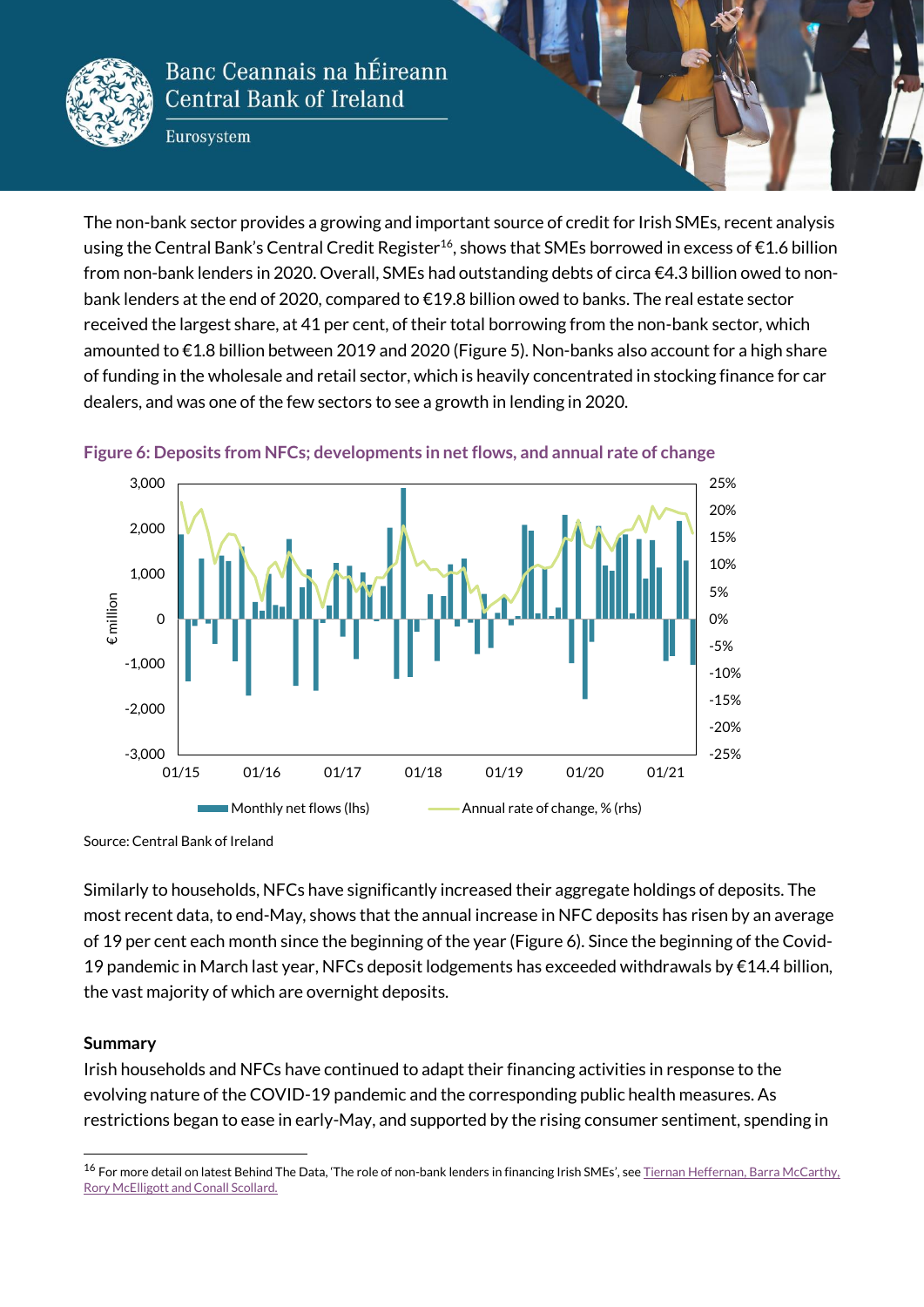The non-bank sector provides a growing and important source of credit for Irish SMEs, recent analysis using the Central Bank's Central Credit Register[16], shows that SMEs borrowed in excess of €1.6 billion from non-bank lenders in 2020. Overall, SMEs had outstanding debts of circa €4.3 billion owed to non-bank lenders at the end of 2020, compared to €19.8 billion owed to banks. The real estate sector received the largest share, at 41 per cent, of their total borrowing from the non-bank sector, which amounted to €1.8 billion between 2019 and 2020 (Figure 5). Non-banks also account for a high share of funding in the wholesale and retail sector, which is heavily concentrated in stocking finance for car dealers, and was one of the few sectors to see a growth in lending in 2020.

**Figure 6: Deposits from NFCs; developments in net flows, and annual rate of change**

Source: Central Bank of Ireland

Similarly to households, NFCs have significantly increased their aggregate holdings of deposits. The most recent data, to end-May, shows that the annual increase in NFC deposits has risen by an average of 19 per cent each month since the beginning of the year (Figure 6). Since the beginning of the Covid-19 pandemic in March last year, NFCs deposit lodgements has exceeded withdrawals by €14.4 billion, the vast majority of which are overnight deposits.

### Summary

Irish households and NFCs have continued to adapt their financing activities in response to the evolving nature of the COVID-19 pandemic and the corresponding public health measures. As restrictions began to ease in early-May, and supported by the rising consumer sentiment, spending in

[16] For more detail on latest Behind The Data, 'The role of non-bank lenders in financing Irish SMEs', see Tiernan Heffernan, Barra McCarthy, Rory McElligott and Conall Scollard.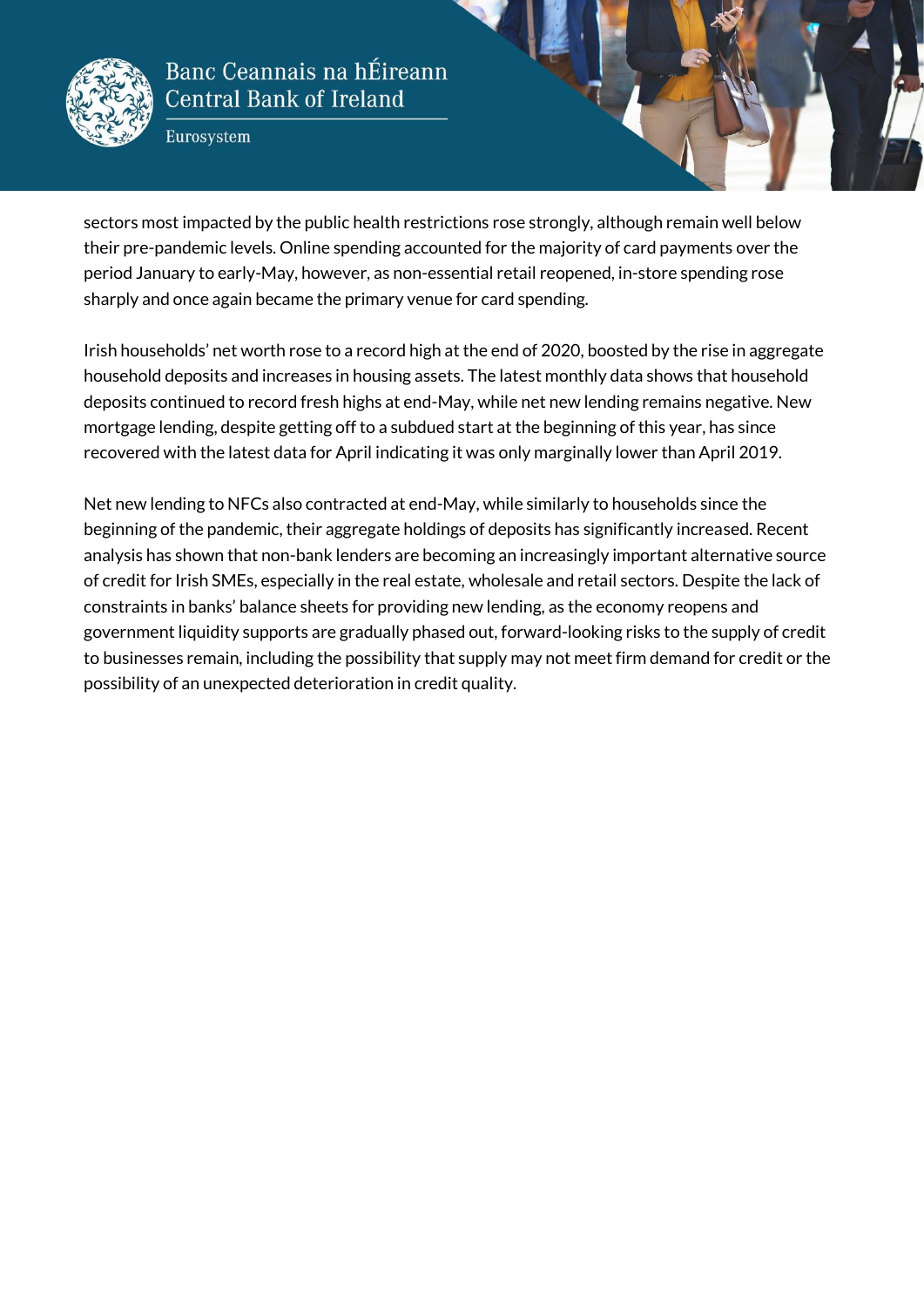sectors most impacted by the public health restrictions rose strongly, although remain well below their pre-pandemic levels. Online spending accounted for the majority of card payments over the period January to early-May, however, as non-essential retail reopened, in-store spending rose sharply and once again became the primary venue for card spending.

Irish households' net worth rose to a record high at the end of 2020, boosted by the rise in aggregate household deposits and increases in housing assets. The latest monthly data shows that household deposits continued to record fresh highs at end-May, while net new lending remains negative. New mortgage lending, despite getting off to a subdued start at the beginning of this year, has since recovered with the latest data for April indicating it was only marginally lower than April 2019.

Net new lending to NFCs also contracted at end-May, while similarly to households since the beginning of the pandemic, their aggregate holdings of deposits has significantly increased. Recent analysis has shown that non-bank lenders are becoming an increasingly important alternative source of credit for Irish SMEs, especially in the real estate, wholesale and retail sectors. Despite the lack of constraints in banks' balance sheets for providing new lending, as the economy reopens and government liquidity supports are gradually phased out, forward-looking risks to the supply of credit to businesses remain, including the possibility that supply may not meet firm demand for credit or the possibility of an unexpected deterioration in credit quality.